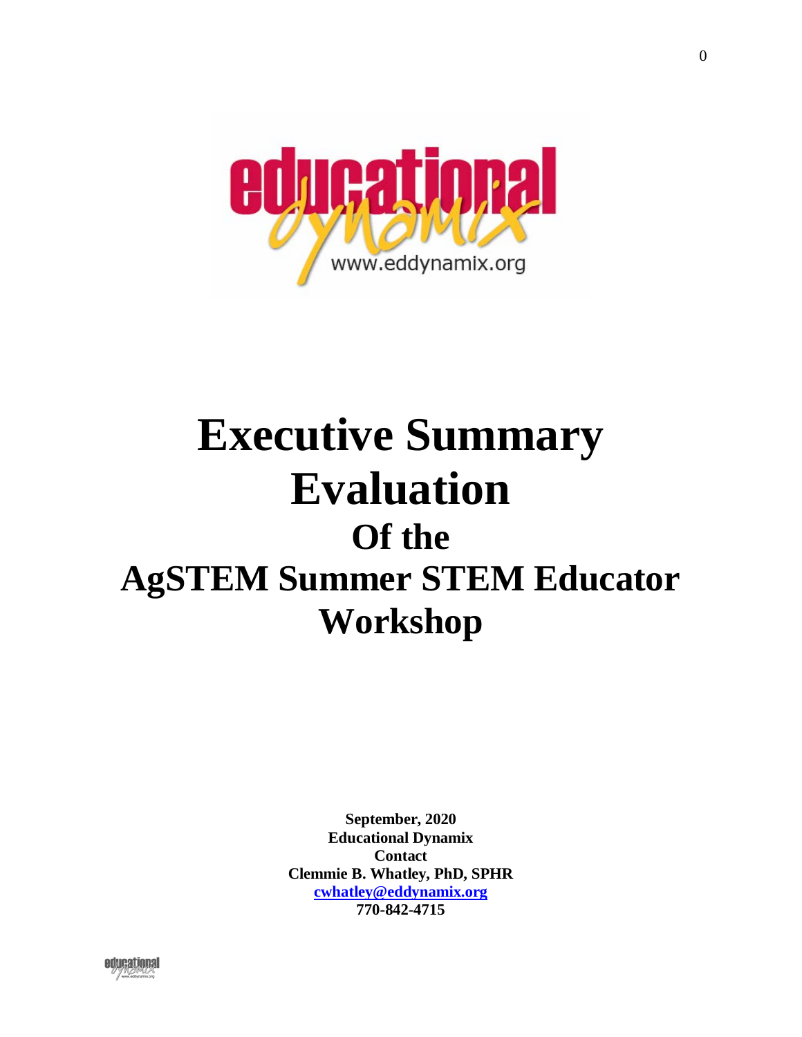# Executive Summary Evaluation

## Of the

# AgSTEM Summer STEM Educator Workshop

**September, 2020**
**Educational Dynamix**
**Contact**
**Clemmie B. Whatley, PhD, SPHR**
**cwhatley@eddynamix.org**
**770-842-4715**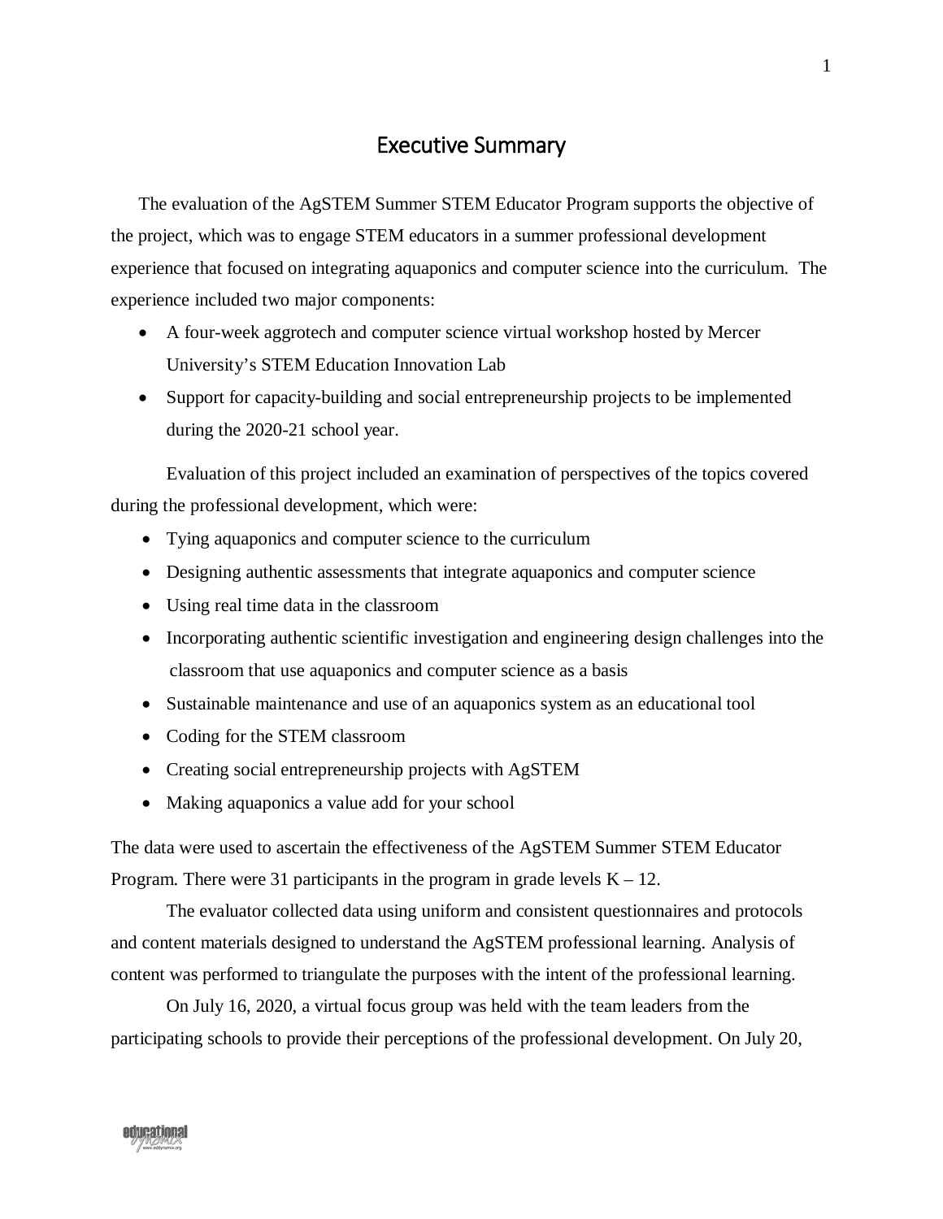# Executive Summary

The evaluation of the AgSTEM Summer STEM Educator Program supports the objective of the project, which was to engage STEM educators in a summer professional development experience that focused on integrating aquaponics and computer science into the curriculum. The experience included two major components:

- A four-week aggrotech and computer science virtual workshop hosted by Mercer University's STEM Education Innovation Lab
- Support for capacity-building and social entrepreneurship projects to be implemented during the 2020-21 school year.

Evaluation of this project included an examination of perspectives of the topics covered during the professional development, which were:

- Tying aquaponics and computer science to the curriculum
- Designing authentic assessments that integrate aquaponics and computer science
- Using real time data in the classroom
- Incorporating authentic scientific investigation and engineering design challenges into the classroom that use aquaponics and computer science as a basis
- Sustainable maintenance and use of an aquaponics system as an educational tool
- Coding for the STEM classroom
- Creating social entrepreneurship projects with AgSTEM
- Making aquaponics a value add for your school

The data were used to ascertain the effectiveness of the AgSTEM Summer STEM Educator Program. There were 31 participants in the program in grade levels K – 12.

The evaluator collected data using uniform and consistent questionnaires and protocols and content materials designed to understand the AgSTEM professional learning. Analysis of content was performed to triangulate the purposes with the intent of the professional learning.

On July 16, 2020, a virtual focus group was held with the team leaders from the participating schools to provide their perceptions of the professional development. On July 20,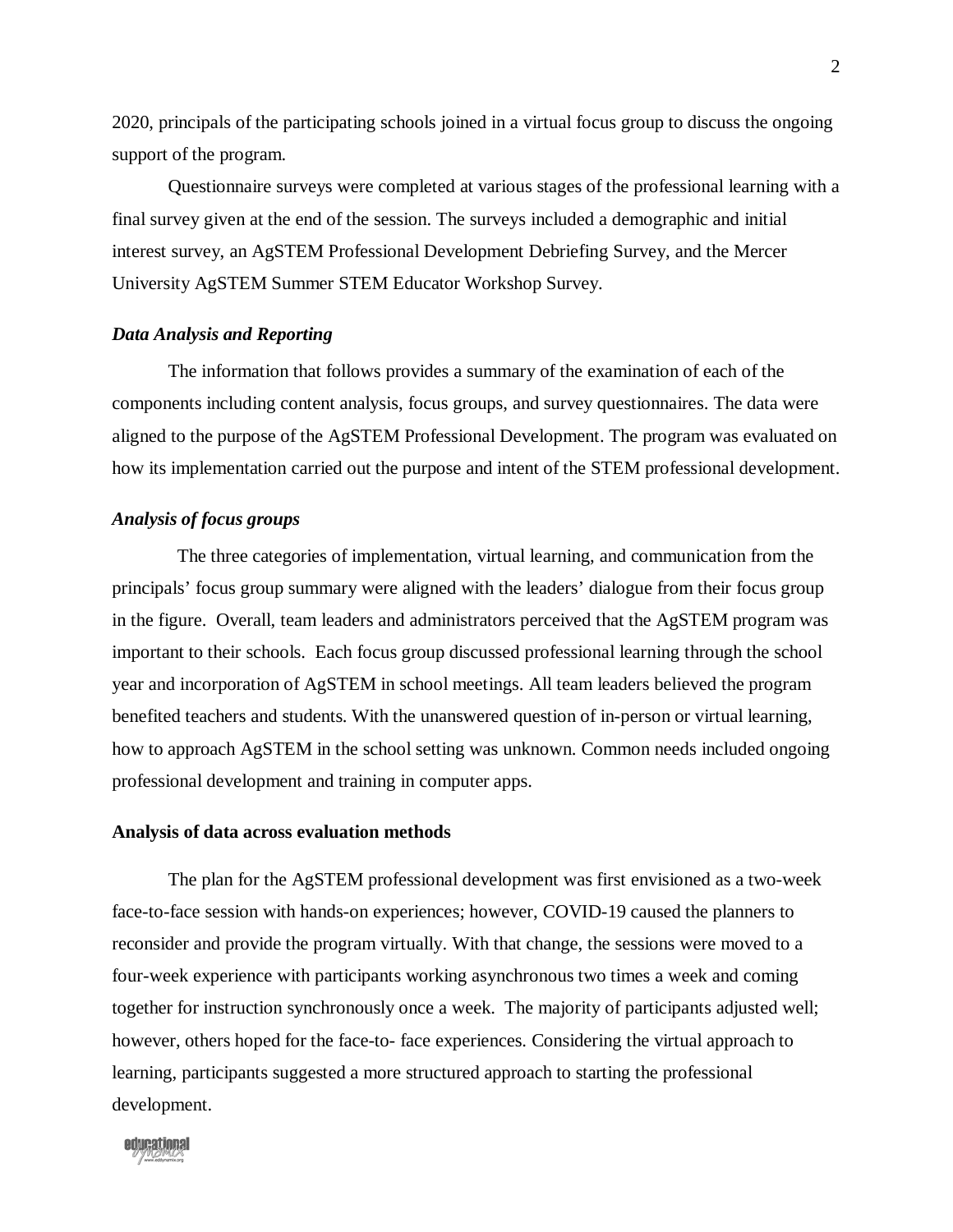2020, principals of the participating schools joined in a virtual focus group to discuss the ongoing support of the program.

Questionnaire surveys were completed at various stages of the professional learning with a final survey given at the end of the session. The surveys included a demographic and initial interest survey, an AgSTEM Professional Development Debriefing Survey, and the Mercer University AgSTEM Summer STEM Educator Workshop Survey.

### *Data Analysis and Reporting*

The information that follows provides a summary of the examination of each of the components including content analysis, focus groups, and survey questionnaires. The data were aligned to the purpose of the AgSTEM Professional Development. The program was evaluated on how its implementation carried out the purpose and intent of the STEM professional development.

### *Analysis of focus groups*

The three categories of implementation, virtual learning, and communication from the principals' focus group summary were aligned with the leaders' dialogue from their focus group in the figure. Overall, team leaders and administrators perceived that the AgSTEM program was important to their schools. Each focus group discussed professional learning through the school year and incorporation of AgSTEM in school meetings. All team leaders believed the program benefited teachers and students. With the unanswered question of in-person or virtual learning, how to approach AgSTEM in the school setting was unknown. Common needs included ongoing professional development and training in computer apps.

### Analysis of data across evaluation methods

The plan for the AgSTEM professional development was first envisioned as a two-week face-to-face session with hands-on experiences; however, COVID-19 caused the planners to reconsider and provide the program virtually. With that change, the sessions were moved to a four-week experience with participants working asynchronous two times a week and coming together for instruction synchronously once a week. The majority of participants adjusted well; however, others hoped for the face-to- face experiences. Considering the virtual approach to learning, participants suggested a more structured approach to starting the professional development.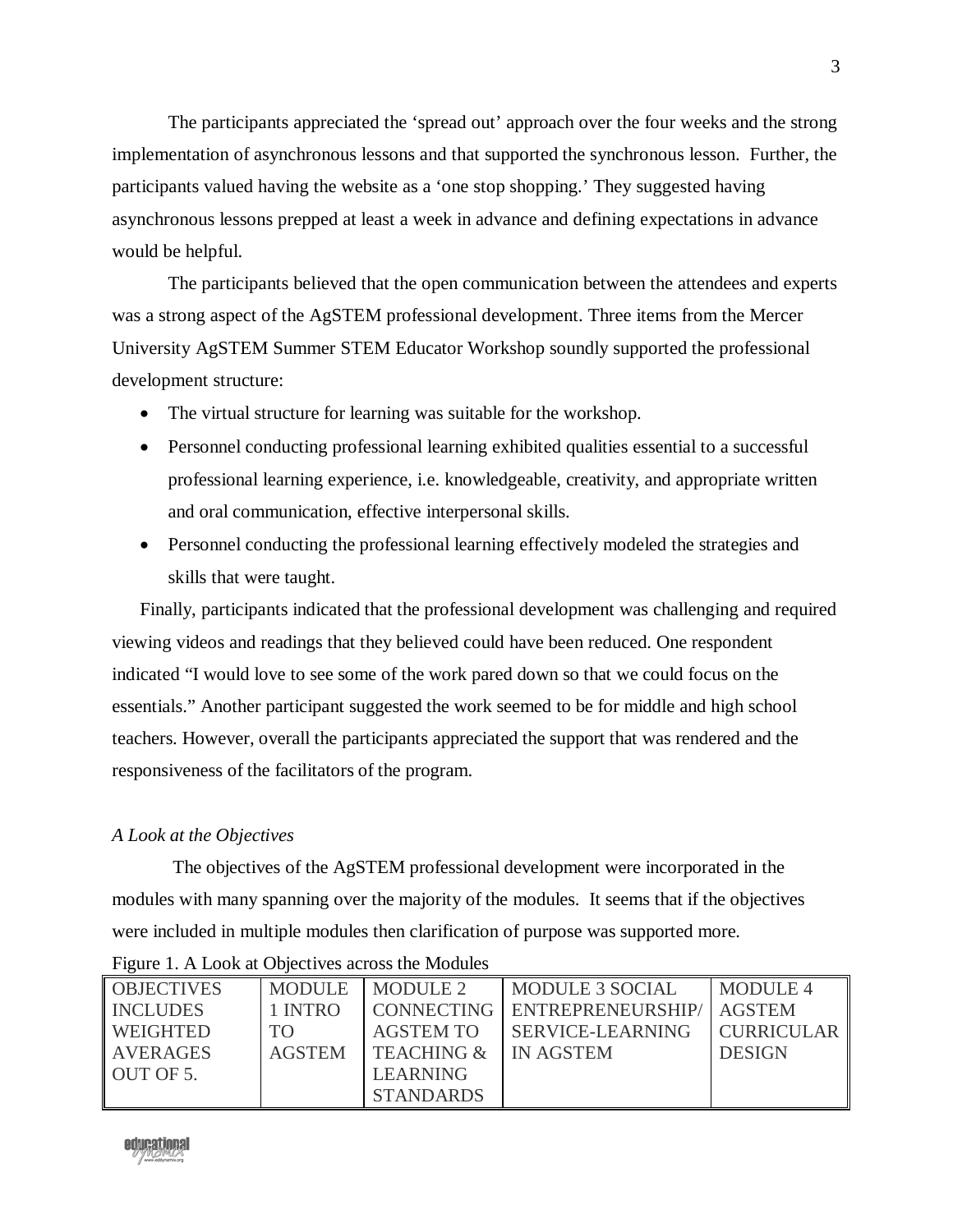The participants appreciated the 'spread out' approach over the four weeks and the strong implementation of asynchronous lessons and that supported the synchronous lesson. Further, the participants valued having the website as a 'one stop shopping.' They suggested having asynchronous lessons prepped at least a week in advance and defining expectations in advance would be helpful.

The participants believed that the open communication between the attendees and experts was a strong aspect of the AgSTEM professional development. Three items from the Mercer University AgSTEM Summer STEM Educator Workshop soundly supported the professional development structure:

- The virtual structure for learning was suitable for the workshop.
- Personnel conducting professional learning exhibited qualities essential to a successful professional learning experience, i.e. knowledgeable, creativity, and appropriate written and oral communication, effective interpersonal skills.
- Personnel conducting the professional learning effectively modeled the strategies and skills that were taught.

Finally, participants indicated that the professional development was challenging and required viewing videos and readings that they believed could have been reduced. One respondent indicated "I would love to see some of the work pared down so that we could focus on the essentials." Another participant suggested the work seemed to be for middle and high school teachers. However, overall the participants appreciated the support that was rendered and the responsiveness of the facilitators of the program.

*A Look at the Objectives*

The objectives of the AgSTEM professional development were incorporated in the modules with many spanning over the majority of the modules. It seems that if the objectives were included in multiple modules then clarification of purpose was supported more.

Figure 1. A Look at Objectives across the Modules

| OBJECTIVES INCLUDES WEIGHTED AVERAGES OUT OF 5. | MODULE 1 INTRO TO AGSTEM | MODULE 2 CONNECTING AGSTEM TO TEACHING & LEARNING STANDARDS | MODULE 3 SOCIAL ENTREPRENEURSHIP/ SERVICE-LEARNING IN AGSTEM | MODULE 4 AGSTEM CURRICULAR DESIGN |
|---|---|---|---|---|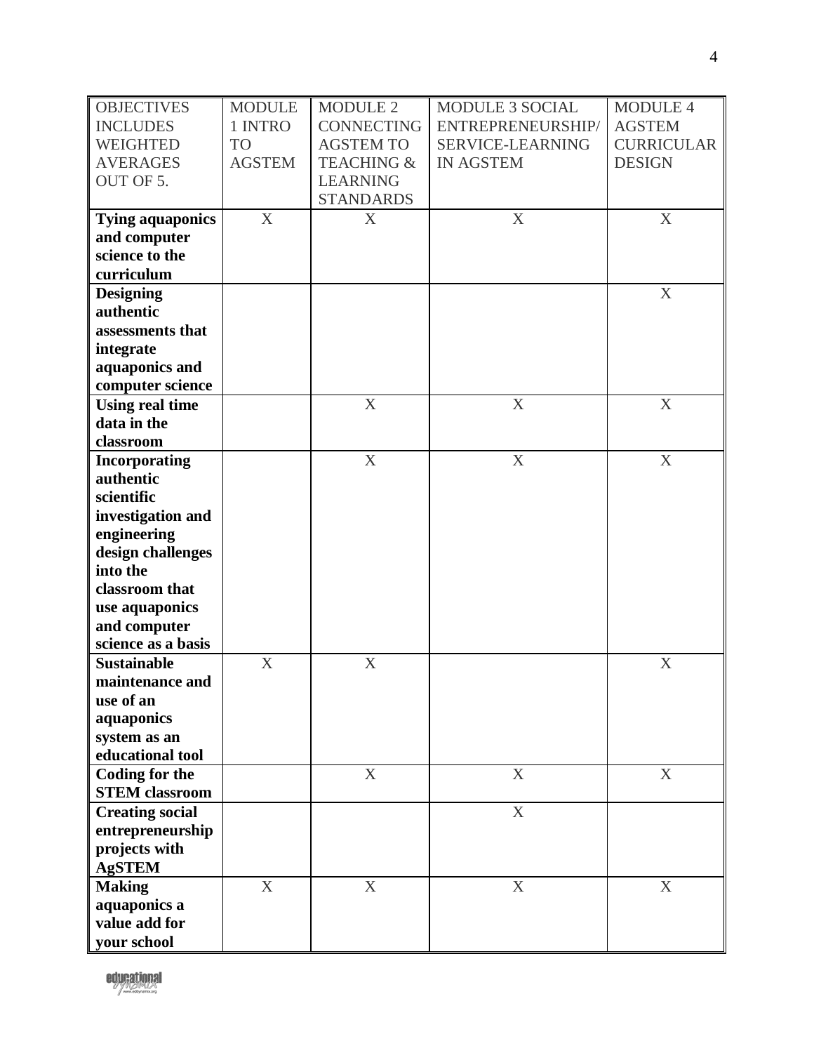| OBJECTIVES INCLUDES WEIGHTED AVERAGES OUT OF 5. | MODULE 1 INTRO TO AGSTEM | MODULE 2 CONNECTING AGSTEM TO TEACHING & LEARNING STANDARDS | MODULE 3 SOCIAL ENTREPRENEURSHIP/ SERVICE-LEARNING IN AGSTEM | MODULE 4 AGSTEM CURRICULAR DESIGN |
|---|---|---|---|---|
| **Tying aquaponics and computer science to the curriculum** | X | X | X | X |
| **Designing authentic assessments that integrate aquaponics and computer science** | | | | X |
| **Using real time data in the classroom** | | X | X | X |
| **Incorporating authentic scientific investigation and engineering design challenges into the classroom that use aquaponics and computer science as a basis** | | X | X | X |
| **Sustainable maintenance and use of an aquaponics system as an educational tool** | X | X | | X |
| **Coding for the STEM classroom** | | X | X | X |
| **Creating social entrepreneurship projects with AgSTEM** | | | X | |
| **Making aquaponics a value add for your school** | X | X | X | X |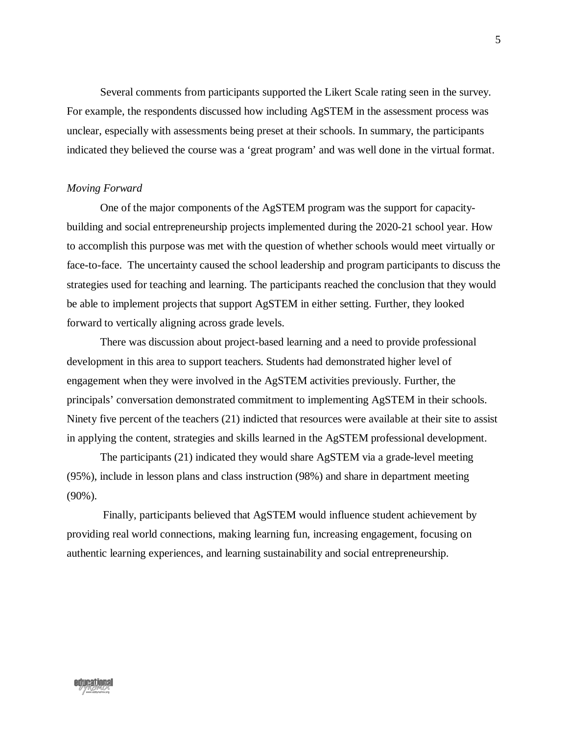Several comments from participants supported the Likert Scale rating seen in the survey. For example, the respondents discussed how including AgSTEM in the assessment process was unclear, especially with assessments being preset at their schools. In summary, the participants indicated they believed the course was a 'great program' and was well done in the virtual format.

*Moving Forward*

One of the major components of the AgSTEM program was the support for capacity-building and social entrepreneurship projects implemented during the 2020-21 school year. How to accomplish this purpose was met with the question of whether schools would meet virtually or face-to-face. The uncertainty caused the school leadership and program participants to discuss the strategies used for teaching and learning. The participants reached the conclusion that they would be able to implement projects that support AgSTEM in either setting. Further, they looked forward to vertically aligning across grade levels.

There was discussion about project-based learning and a need to provide professional development in this area to support teachers. Students had demonstrated higher level of engagement when they were involved in the AgSTEM activities previously. Further, the principals' conversation demonstrated commitment to implementing AgSTEM in their schools. Ninety five percent of the teachers (21) indicted that resources were available at their site to assist in applying the content, strategies and skills learned in the AgSTEM professional development.

The participants (21) indicated they would share AgSTEM via a grade-level meeting (95%), include in lesson plans and class instruction (98%) and share in department meeting (90%).

Finally, participants believed that AgSTEM would influence student achievement by providing real world connections, making learning fun, increasing engagement, focusing on authentic learning experiences, and learning sustainability and social entrepreneurship.